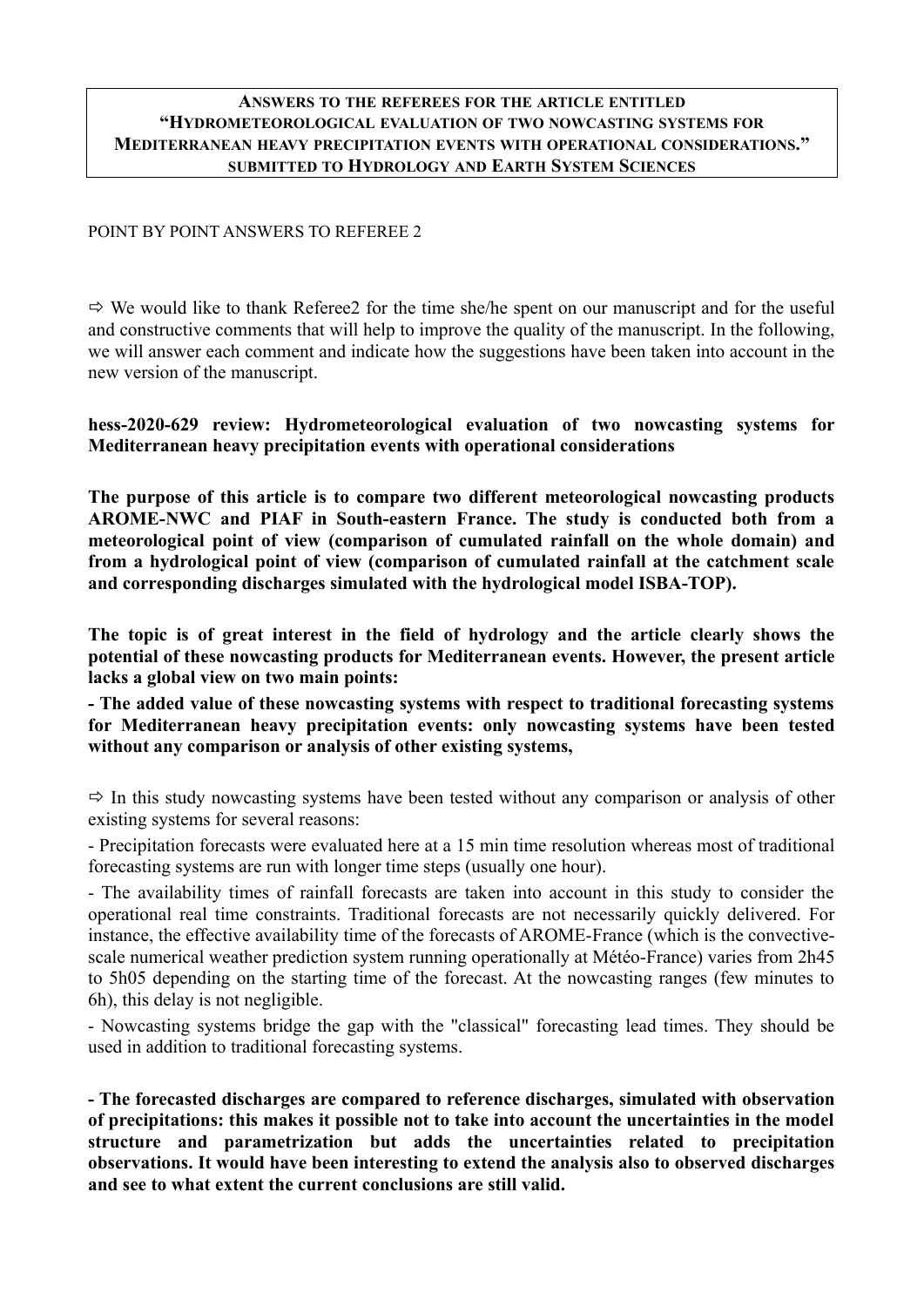**ANSWERS TO THE REFEREES FOR THE ARTICLE ENTITLED "HYDROMETEOROLOGICAL EVALUATION OF TWO NOWCASTING SYSTEMS FOR MEDITERRANEAN HEAVY PRECIPITATION EVENTS WITH OPERATIONAL CONSIDERATIONS." SUBMITTED TO HYDROLOGY AND EARTH SYSTEM SCIENCES**

POINT BY POINT ANSWERS TO REFEREE 2

⇨ We would like to thank Referee2 for the time she/he spent on our manuscript and for the useful and constructive comments that will help to improve the quality of the manuscript. In the following, we will answer each comment and indicate how the suggestions have been taken into account in the new version of the manuscript.

**hess-2020-629 review: Hydrometeorological evaluation of two nowcasting systems for Mediterranean heavy precipitation events with operational considerations**

**The purpose of this article is to compare two different meteorological nowcasting products AROME-NWC and PIAF in South-eastern France. The study is conducted both from a meteorological point of view (comparison of cumulated rainfall on the whole domain) and from a hydrological point of view (comparison of cumulated rainfall at the catchment scale and corresponding discharges simulated with the hydrological model ISBA-TOP).**

**The topic is of great interest in the field of hydrology and the article clearly shows the potential of these nowcasting products for Mediterranean events. However, the present article lacks a global view on two main points:**

**- The added value of these nowcasting systems with respect to traditional forecasting systems for Mediterranean heavy precipitation events: only nowcasting systems have been tested without any comparison or analysis of other existing systems,**

⇨ In this study nowcasting systems have been tested without any comparison or analysis of other existing systems for several reasons:

- Precipitation forecasts were evaluated here at a 15 min time resolution whereas most of traditional forecasting systems are run with longer time steps (usually one hour).

- The availability times of rainfall forecasts are taken into account in this study to consider the operational real time constraints. Traditional forecasts are not necessarily quickly delivered. For instance, the effective availability time of the forecasts of AROME-France (which is the convective-scale numerical weather prediction system running operationally at Météo-France) varies from 2h45 to 5h05 depending on the starting time of the forecast. At the nowcasting ranges (few minutes to 6h), this delay is not negligible.

- Nowcasting systems bridge the gap with the "classical" forecasting lead times. They should be used in addition to traditional forecasting systems.

**- The forecasted discharges are compared to reference discharges, simulated with observation of precipitations: this makes it possible not to take into account the uncertainties in the model structure and parametrization but adds the uncertainties related to precipitation observations. It would have been interesting to extend the analysis also to observed discharges and see to what extent the current conclusions are still valid.**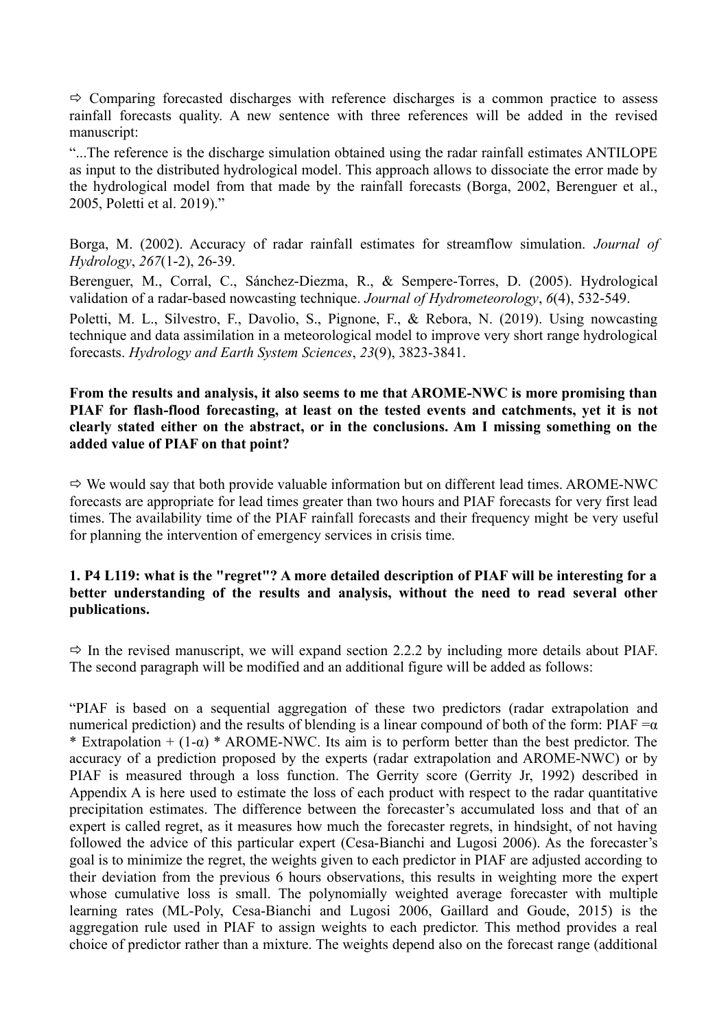⇨ Comparing forecasted discharges with reference discharges is a common practice to assess rainfall forecasts quality. A new sentence with three references will be added in the revised manuscript:

"...The reference is the discharge simulation obtained using the radar rainfall estimates ANTILOPE as input to the distributed hydrological model. This approach allows to dissociate the error made by the hydrological model from that made by the rainfall forecasts (Borga, 2002, Berenguer et al., 2005, Poletti et al. 2019)."

Borga, M. (2002). Accuracy of radar rainfall estimates for streamflow simulation. *Journal of Hydrology*, *267*(1-2), 26-39.

Berenguer, M., Corral, C., Sánchez-Diezma, R., & Sempere-Torres, D. (2005). Hydrological validation of a radar-based nowcasting technique. *Journal of Hydrometeorology*, *6*(4), 532-549.

Poletti, M. L., Silvestro, F., Davolio, S., Pignone, F., & Rebora, N. (2019). Using nowcasting technique and data assimilation in a meteorological model to improve very short range hydrological forecasts. *Hydrology and Earth System Sciences*, *23*(9), 3823-3841.

**From the results and analysis, it also seems to me that AROME-NWC is more promising than PIAF for flash-flood forecasting, at least on the tested events and catchments, yet it is not clearly stated either on the abstract, or in the conclusions. Am I missing something on the added value of PIAF on that point?**

⇨ We would say that both provide valuable information but on different lead times. AROME-NWC forecasts are appropriate for lead times greater than two hours and PIAF forecasts for very first lead times. The availability time of the PIAF rainfall forecasts and their frequency might be very useful for planning the intervention of emergency services in crisis time.

**1. P4 L119: what is the "regret"? A more detailed description of PIAF will be interesting for a better understanding of the results and analysis, without the need to read several other publications.**

⇨ In the revised manuscript, we will expand section 2.2.2 by including more details about PIAF. The second paragraph will be modified and an additional figure will be added as follows:

"PIAF is based on a sequential aggregation of these two predictors (radar extrapolation and numerical prediction) and the results of blending is a linear compound of both of the form: PIAF $= \alpha$ * Extrapolation + $(1-\alpha)$ * AROME-NWC. Its aim is to perform better than the best predictor. The accuracy of a prediction proposed by the experts (radar extrapolation and AROME-NWC) or by PIAF is measured through a loss function. The Gerrity score (Gerrity Jr, 1992) described in Appendix A is here used to estimate the loss of each product with respect to the radar quantitative precipitation estimates. The difference between the forecaster's accumulated loss and that of an expert is called regret, as it measures how much the forecaster regrets, in hindsight, of not having followed the advice of this particular expert (Cesa-Bianchi and Lugosi 2006). As the forecaster's goal is to minimize the regret, the weights given to each predictor in PIAF are adjusted according to their deviation from the previous 6 hours observations, this results in weighting more the expert whose cumulative loss is small. The polynomially weighted average forecaster with multiple learning rates (ML-Poly, Cesa-Bianchi and Lugosi 2006, Gaillard and Goude, 2015) is the aggregation rule used in PIAF to assign weights to each predictor. This method provides a real choice of predictor rather than a mixture. The weights depend also on the forecast range (additional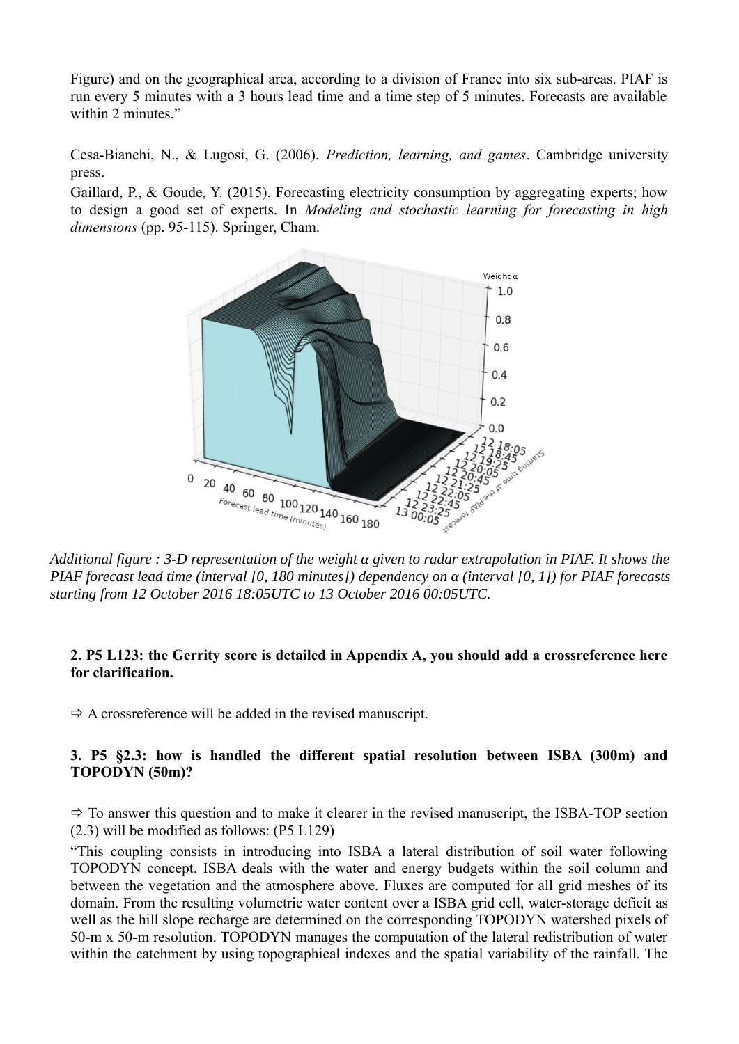Figure) and on the geographical area, according to a division of France into six sub-areas. PIAF is run every 5 minutes with a 3 hours lead time and a time step of 5 minutes. Forecasts are available within 2 minutes."

Cesa-Bianchi, N., & Lugosi, G. (2006). *Prediction, learning, and games*. Cambridge university press.

Gaillard, P., & Goude, Y. (2015). Forecasting electricity consumption by aggregating experts; how to design a good set of experts. In *Modeling and stochastic learning for forecasting in high dimensions* (pp. 95-115). Springer, Cham.

*Additional figure : 3-D representation of the weight α given to radar extrapolation in PIAF. It shows the PIAF forecast lead time (interval [0, 180 minutes]) dependency on α (interval [0, 1]) for PIAF forecasts starting from 12 October 2016 18:05UTC to 13 October 2016 00:05UTC.*

**2. P5 L123: the Gerrity score is detailed in Appendix A, you should add a crossreference here for clarification.**

⇨ A crossreference will be added in the revised manuscript.

**3. P5 §2.3: how is handled the different spatial resolution between ISBA (300m) and TOPODYN (50m)?**

⇨ To answer this question and to make it clearer in the revised manuscript, the ISBA-TOP section (2.3) will be modified as follows: (P5 L129)

"This coupling consists in introducing into ISBA a lateral distribution of soil water following TOPODYN concept. ISBA deals with the water and energy budgets within the soil column and between the vegetation and the atmosphere above. Fluxes are computed for all grid meshes of its domain. From the resulting volumetric water content over a ISBA grid cell, water-storage deficit as well as the hill slope recharge are determined on the corresponding TOPODYN watershed pixels of 50-m x 50-m resolution. TOPODYN manages the computation of the lateral redistribution of water within the catchment by using topographical indexes and the spatial variability of the rainfall. The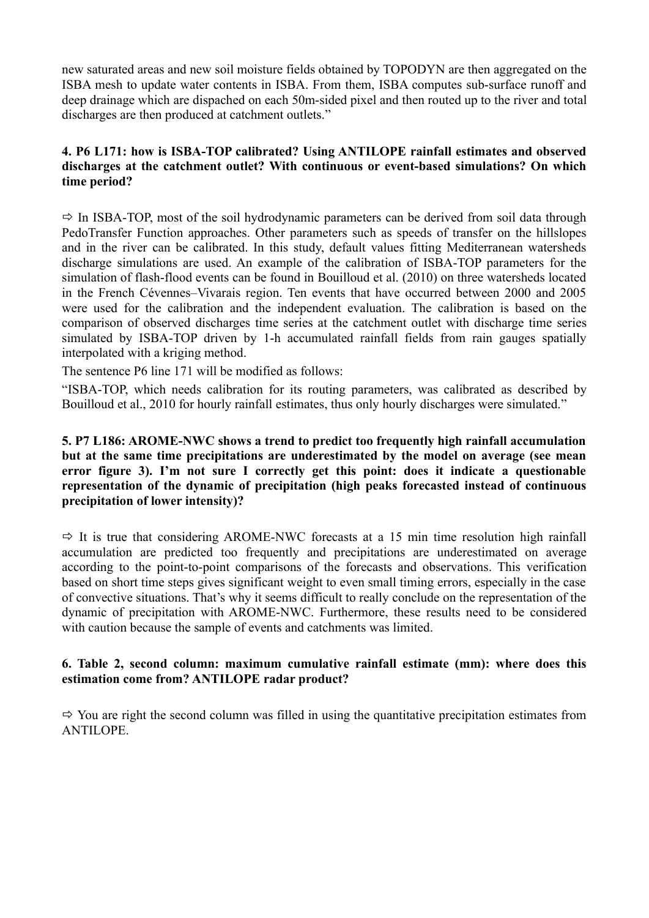new saturated areas and new soil moisture fields obtained by TOPODYN are then aggregated on the ISBA mesh to update water contents in ISBA. From them, ISBA computes sub-surface runoff and deep drainage which are dispached on each 50m-sided pixel and then routed up to the river and total discharges are then produced at catchment outlets."

**4. P6 L171: how is ISBA-TOP calibrated? Using ANTILOPE rainfall estimates and observed discharges at the catchment outlet? With continuous or event-based simulations? On which time period?**

⇨ In ISBA-TOP, most of the soil hydrodynamic parameters can be derived from soil data through PedoTransfer Function approaches. Other parameters such as speeds of transfer on the hillslopes and in the river can be calibrated. In this study, default values fitting Mediterranean watersheds discharge simulations are used. An example of the calibration of ISBA-TOP parameters for the simulation of flash-flood events can be found in Bouilloud et al. (2010) on three watersheds located in the French Cévennes–Vivarais region. Ten events that have occurred between 2000 and 2005 were used for the calibration and the independent evaluation. The calibration is based on the comparison of observed discharges time series at the catchment outlet with discharge time series simulated by ISBA-TOP driven by 1-h accumulated rainfall fields from rain gauges spatially interpolated with a kriging method.

The sentence P6 line 171 will be modified as follows:

"ISBA-TOP, which needs calibration for its routing parameters, was calibrated as described by Bouilloud et al., 2010 for hourly rainfall estimates, thus only hourly discharges were simulated."

**5. P7 L186: AROME-NWC shows a trend to predict too frequently high rainfall accumulation but at the same time precipitations are underestimated by the model on average (see mean error figure 3). I'm not sure I correctly get this point: does it indicate a questionable representation of the dynamic of precipitation (high peaks forecasted instead of continuous precipitation of lower intensity)?**

⇨ It is true that considering AROME-NWC forecasts at a 15 min time resolution high rainfall accumulation are predicted too frequently and precipitations are underestimated on average according to the point-to-point comparisons of the forecasts and observations. This verification based on short time steps gives significant weight to even small timing errors, especially in the case of convective situations. That's why it seems difficult to really conclude on the representation of the dynamic of precipitation with AROME-NWC. Furthermore, these results need to be considered with caution because the sample of events and catchments was limited.

**6. Table 2, second column: maximum cumulative rainfall estimate (mm): where does this estimation come from? ANTILOPE radar product?**

⇨ You are right the second column was filled in using the quantitative precipitation estimates from ANTILOPE.